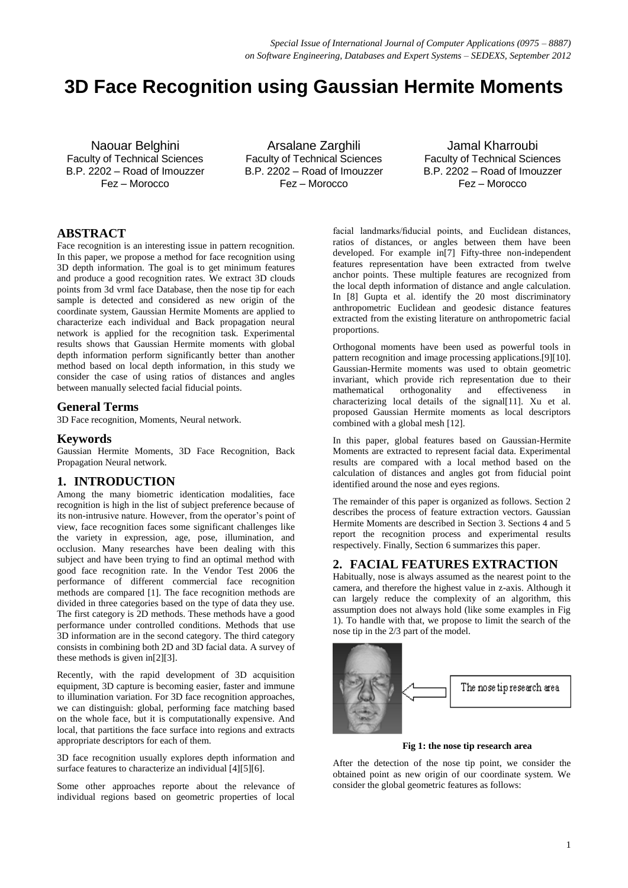# 3D Face Recognition using Gaussian Hermite Moments

Naouar Belghini
Faculty of Technical Sciences
B.P. 2202 – Road of Imouzzer
Fez – Morocco

Arsalane Zarghili
Faculty of Technical Sciences
B.P. 2202 – Road of Imouzzer
Fez – Morocco

Jamal Kharroubi
Faculty of Technical Sciences
B.P. 2202 – Road of Imouzzer
Fez – Morocco

## ABSTRACT

Face recognition is an interesting issue in pattern recognition. In this paper, we propose a method for face recognition using 3D depth information. The goal is to get minimum features and produce a good recognition rates. We extract 3D clouds points from 3d vrml face Database, then the nose tip for each sample is detected and considered as new origin of the coordinate system, Gaussian Hermite Moments are applied to characterize each individual and Back propagation neural network is applied for the recognition task. Experimental results shows that Gaussian Hermite moments with global depth information perform significantly better than another method based on local depth information, in this study we consider the case of using ratios of distances and angles between manually selected facial fiducial points.

## General Terms

3D Face recognition, Moments, Neural network.

## Keywords

Gaussian Hermite Moments, 3D Face Recognition, Back Propagation Neural network.

## 1. INTRODUCTION

Among the many biometric identication modalities, face recognition is high in the list of subject preference because of its non-intrusive nature. However, from the operator's point of view, face recognition faces some significant challenges like the variety in expression, age, pose, illumination, and occlusion. Many researches have been dealing with this subject and have been trying to find an optimal method with good face recognition rate. In the Vendor Test 2006 the performance of different commercial face recognition methods are compared [1]. The face recognition methods are divided in three categories based on the type of data they use. The first category is 2D methods. These methods have a good performance under controlled conditions. Methods that use 3D information are in the second category. The third category consists in combining both 2D and 3D facial data. A survey of these methods is given in[2][3].

Recently, with the rapid development of 3D acquisition equipment, 3D capture is becoming easier, faster and immune to illumination variation. For 3D face recognition approaches, we can distinguish: global, performing face matching based on the whole face, but it is computationally expensive. And local, that partitions the face surface into regions and extracts appropriate descriptors for each of them.

3D face recognition usually explores depth information and surface features to characterize an individual [4][5][6].

Some other approaches reporte about the relevance of individual regions based on geometric properties of local facial landmarks/fiducial points, and Euclidean distances, ratios of distances, or angles between them have been developed. For example in[7] Fifty-three non-independent features representation have been extracted from twelve anchor points. These multiple features are recognized from the local depth information of distance and angle calculation. In [8] Gupta et al. identify the 20 most discriminatory anthropometric Euclidean and geodesic distance features extracted from the existing literature on anthropometric facial proportions.

Orthogonal moments have been used as powerful tools in pattern recognition and image processing applications.[9][10]. Gaussian-Hermite moments was used to obtain geometric invariant, which provide rich representation due to their mathematical orthogonality and effectiveness in characterizing local details of the signal[11]. Xu et al. proposed Gaussian Hermite moments as local descriptors combined with a global mesh [12].

In this paper, global features based on Gaussian-Hermite Moments are extracted to represent facial data. Experimental results are compared with a local method based on the calculation of distances and angles got from fiducial point identified around the nose and eyes regions.

The remainder of this paper is organized as follows. Section 2 describes the process of feature extraction vectors. Gaussian Hermite Moments are described in Section 3. Sections 4 and 5 report the recognition process and experimental results respectively. Finally, Section 6 summarizes this paper.

## 2. FACIAL FEATURES EXTRACTION

Habitually, nose is always assumed as the nearest point to the camera, and therefore the highest value in z-axis. Although it can largely reduce the complexity of an algorithm, this assumption does not always hold (like some examples in Fig 1). To handle with that, we propose to limit the search of the nose tip in the 2/3 part of the model.

The nose tip research area

**Fig 1: the nose tip research area**

After the detection of the nose tip point, we consider the obtained point as new origin of our coordinate system. We consider the global geometric features as follows: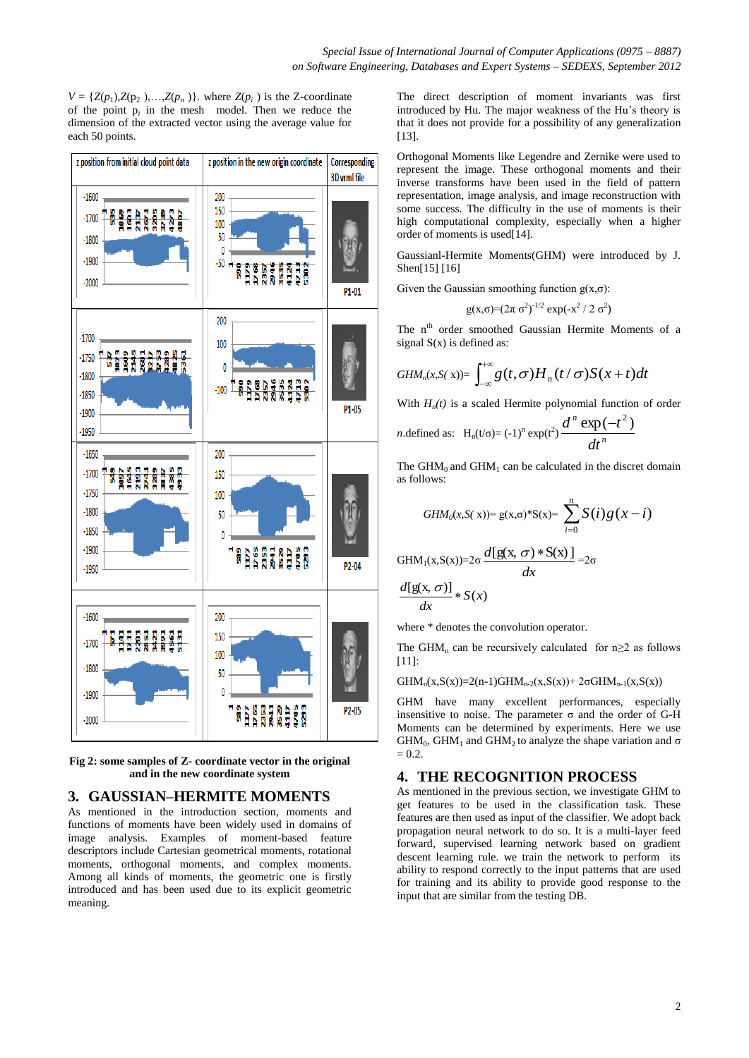$V = \{Z(p_1), Z(p_2), \ldots, Z(p_n)\}$. where $Z(p_i)$ is the Z-coordinate of the point $p_i$ in the mesh model. Then we reduce the dimension of the extracted vector using the average value for each 50 points.

**Fig 2: some samples of Z- coordinate vector in the original and in the new coordinate system**

## 3. GAUSSIAN–HERMITE MOMENTS

As mentioned in the introduction section, moments and functions of moments have been widely used in domains of image analysis. Examples of moment-based feature descriptors include Cartesian geometrical moments, rotational moments, orthogonal moments, and complex moments. Among all kinds of moments, the geometric one is firstly introduced and has been used due to its explicit geometric meaning.

The direct description of moment invariants was first introduced by Hu. The major weakness of the Hu's theory is that it does not provide for a possibility of any generalization [13].

Orthogonal Moments like Legendre and Zernike were used to represent the image. These orthogonal moments and their inverse transforms have been used in the field of pattern representation, image analysis, and image reconstruction with some success. The difficulty in the use of moments is their high computational complexity, especially when a higher order of moments is used[14].

Gaussianl-Hermite Moments(GHM) were introduced by J. Shen[15] [16]

Given the Gaussian smoothing function $g(x,\sigma)$:

$$g(x,\sigma)=(2\pi\,\sigma^2)^{-1/2}\exp(-x^2/2\,\sigma^2)$$

The $n^{th}$ order smoothed Gaussian Hermite Moments of a signal $S(x)$ is defined as:

$$GHM_n(x,S(x))=\int_{-\infty}^{+\infty} g(t,\sigma)H_n(t/\sigma)S(x+t)dt$$

With $H_n(t)$ is a scaled Hermite polynomial function of order $n$.defined as: $H_n(t/\sigma)=(-1)^n\exp(t^2)\dfrac{d^n\exp(-t^2)}{dt^n}$

The $GHM_0$ and $GHM_1$ can be calculated in the discret domain as follows:

$$GHM_0(x,S(x))=g(x,\sigma)*S(x)=\sum_{i=0}^{n}S(i)g(x-i)$$

$$GHM_1(x,S(x))=2\sigma\frac{d[g(x,\sigma)*S(x)]}{dx}=2\sigma\frac{d[g(x,\sigma)]}{dx}*S(x)$$

where * denotes the convolution operator.

The $GHM_n$ can be recursively calculated for $n\geq 2$ as follows [11]:

$$GHM_n(x,S(x))=2(n-1)GHM_{n-2}(x,S(x))+2\sigma GHM_{n-1}(x,S(x))$$

GHM have many excellent performances, especially insensitive to noise. The parameter $\sigma$ and the order of G-H Moments can be determined by experiments. Here we use $GHM_0$, $GHM_1$ and $GHM_2$ to analyze the shape variation and $\sigma = 0.2$.

## 4. THE RECOGNITION PROCESS

As mentioned in the previous section, we investigate GHM to get features to be used in the classification task. These features are then used as input of the classifier. We adopt back propagation neural network to do so. It is a multi-layer feed forward, supervised learning network based on gradient descent learning rule. we train the network to perform its ability to respond correctly to the input patterns that are used for training and its ability to provide good response to the input that are similar from the testing DB.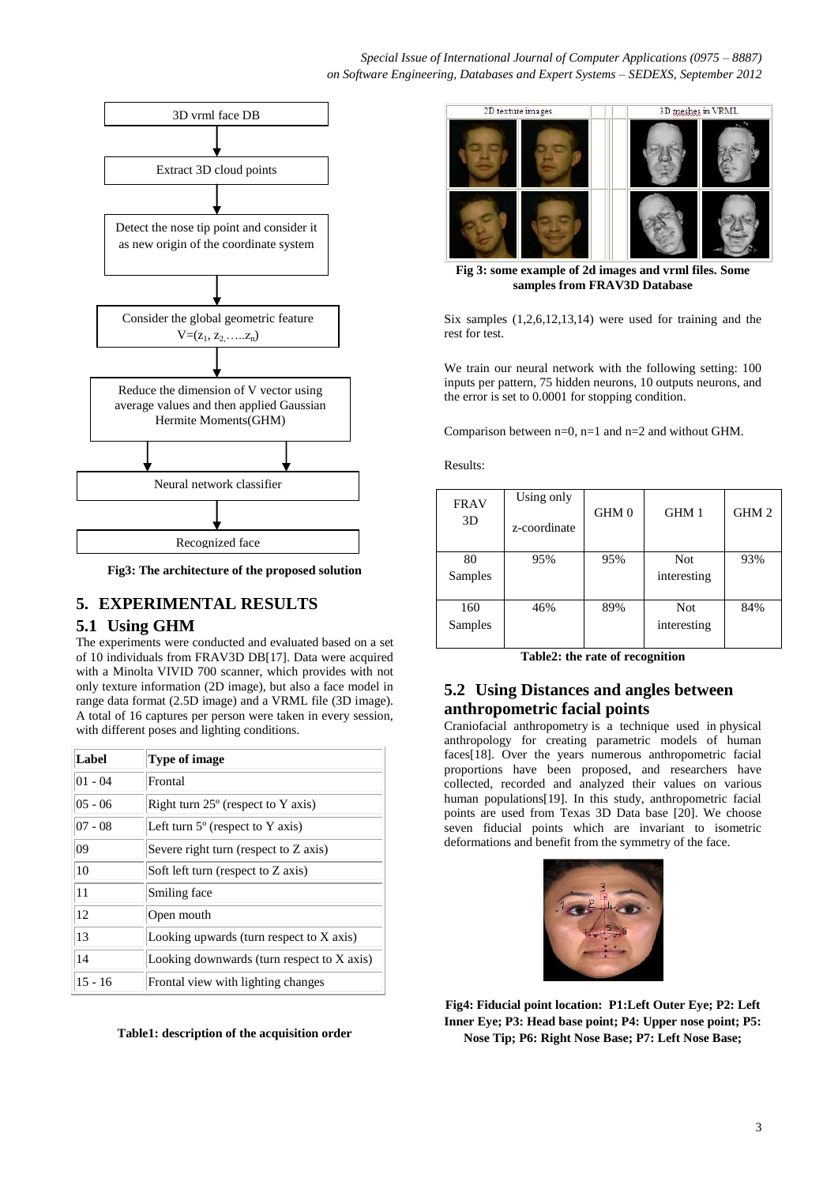3D vrml face DB

Extract 3D cloud points

Detect the nose tip point and consider it as new origin of the coordinate system

Consider the global geometric feature $V=(z_1, z_2, \ldots z_n)$

Reduce the dimension of V vector using average values and then applied Gaussian Hermite Moments(GHM)

Neural network classifier

Recognized face

**Fig3: The architecture of the proposed solution**

## 5. EXPERIMENTAL RESULTS

### 5.1 Using GHM

The experiments were conducted and evaluated based on a set of 10 individuals from FRAV3D DB[17]. Data were acquired with a Minolta VIVID 700 scanner, which provides with not only texture information (2D image), but also a face model in range data format (2.5D image) and a VRML file (3D image). A total of 16 captures per person were taken in every session, with different poses and lighting conditions.

| Label | Type of image |
|---|---|
| 01 - 04 | Frontal |
| 05 - 06 | Right turn 25º (respect to Y axis) |
| 07 - 08 | Left turn 5º (respect to Y axis) |
| 09 | Severe right turn (respect to Z axis) |
| 10 | Soft left turn (respect to Z axis) |
| 11 | Smiling face |
| 12 | Open mouth |
| 13 | Looking upwards (turn respect to X axis) |
| 14 | Looking downwards (turn respect to X axis) |
| 15 - 16 | Frontal view with lighting changes |

**Table1: description of the acquisition order**

**Fig 3: some example of 2d images and vrml files. Some samples from FRAV3D Database**

Six samples (1,2,6,12,13,14) were used for training and the rest for test.

We train our neural network with the following setting: 100 inputs per pattern, 75 hidden neurons, 10 outputs neurons, and the error is set to 0.0001 for stopping condition.

Comparison between n=0, n=1 and n=2 and without GHM.

Results:

| FRAV 3D | Using only z-coordinate | GHM 0 | GHM 1 | GHM 2 |
|---|---|---|---|---|
| 80 Samples | 95% | 95% | Not interesting | 93% |
| 160 Samples | 46% | 89% | Not interesting | 84% |

**Table2: the rate of recognition**

### 5.2 Using Distances and angles between anthropometric facial points

Craniofacial anthropometry is a technique used in physical anthropology for creating parametric models of human faces[18]. Over the years numerous anthropometric facial proportions have been proposed, and researchers have collected, recorded and analyzed their values on various human populations[19]. In this study, anthropometric facial points are used from Texas 3D Data base [20]. We choose seven fiducial points which are invariant to isometric deformations and benefit from the symmetry of the face.

**Fig4: Fiducial point location: P1:Left Outer Eye; P2: Left Inner Eye; P3: Head base point; P4: Upper nose point; P5: Nose Tip; P6: Right Nose Base; P7: Left Nose Base;**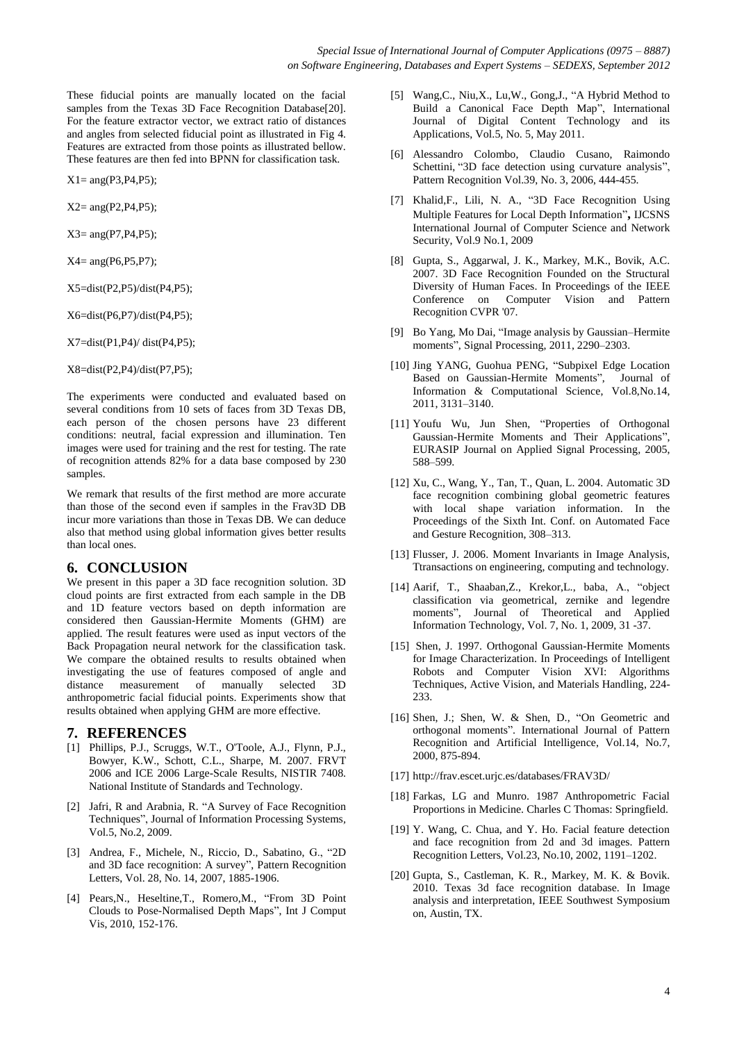These fiducial points are manually located on the facial samples from the Texas 3D Face Recognition Database[20]. For the feature extractor vector, we extract ratio of distances and angles from selected fiducial point as illustrated in Fig 4. Features are extracted from those points as illustrated bellow. These features are then fed into BPNN for classification task.

X1= ang(P3,P4,P5);

X2= ang(P2,P4,P5);

X3= ang(P7,P4,P5);

X4= ang(P6,P5,P7);

X5=dist(P2,P5)/dist(P4,P5);

X6=dist(P6,P7)/dist(P4,P5);

X7=dist(P1,P4)/ dist(P4,P5);

X8=dist(P2,P4)/dist(P7,P5);

The experiments were conducted and evaluated based on several conditions from 10 sets of faces from 3D Texas DB, each person of the chosen persons have 23 different conditions: neutral, facial expression and illumination. Ten images were used for training and the rest for testing. The rate of recognition attends 82% for a data base composed by 230 samples.

We remark that results of the first method are more accurate than those of the second even if samples in the Frav3D DB incur more variations than those in Texas DB. We can deduce also that method using global information gives better results than local ones.

## 6. CONCLUSION

We present in this paper a 3D face recognition solution. 3D cloud points are first extracted from each sample in the DB and 1D feature vectors based on depth information are considered then Gaussian-Hermite Moments (GHM) are applied. The result features were used as input vectors of the Back Propagation neural network for the classification task. We compare the obtained results to results obtained when investigating the use of features composed of angle and distance measurement of manually selected 3D anthropometric facial fiducial points. Experiments show that results obtained when applying GHM are more effective.

## 7. REFERENCES

[1] Phillips, P.J., Scruggs, W.T., O'Toole, A.J., Flynn, P.J., Bowyer, K.W., Schott, C.L., Sharpe, M. 2007. FRVT 2006 and ICE 2006 Large-Scale Results, NISTIR 7408. National Institute of Standards and Technology.

[2] Jafri, R and Arabnia, R. "A Survey of Face Recognition Techniques", Journal of Information Processing Systems, Vol.5, No.2, 2009.

[3] Andrea, F., Michele, N., Riccio, D., Sabatino, G., "2D and 3D face recognition: A survey", Pattern Recognition Letters, Vol. 28, No. 14, 2007, 1885-1906.

[4] Pears,N., Heseltine,T., Romero,M., "From 3D Point Clouds to Pose-Normalised Depth Maps", Int J Comput Vis, 2010, 152-176.

[5] Wang,C., Niu,X., Lu,W., Gong,J., "A Hybrid Method to Build a Canonical Face Depth Map", International Journal of Digital Content Technology and its Applications, Vol.5, No. 5, May 2011.

[6] Alessandro Colombo, Claudio Cusano, Raimondo Schettini, "3D face detection using curvature analysis", Pattern Recognition Vol.39, No. 3, 2006, 444-455.

[7] Khalid,F., Lili, N. A., "3D Face Recognition Using Multiple Features for Local Depth Information", IJCSNS International Journal of Computer Science and Network Security, Vol.9 No.1, 2009

[8] Gupta, S., Aggarwal, J. K., Markey, M.K., Bovik, A.C. 2007. 3D Face Recognition Founded on the Structural Diversity of Human Faces. In Proceedings of the IEEE Conference on Computer Vision and Pattern Recognition CVPR '07.

[9] Bo Yang, Mo Dai, "Image analysis by Gaussian–Hermite moments", Signal Processing, 2011, 2290–2303.

[10] Jing YANG, Guohua PENG, "Subpixel Edge Location Based on Gaussian-Hermite Moments", Journal of Information & Computational Science, Vol.8,No.14, 2011, 3131–3140.

[11] Youfu Wu, Jun Shen, "Properties of Orthogonal Gaussian-Hermite Moments and Their Applications", EURASIP Journal on Applied Signal Processing, 2005, 588–599.

[12] Xu, C., Wang, Y., Tan, T., Quan, L. 2004. Automatic 3D face recognition combining global geometric features with local shape variation information. In the Proceedings of the Sixth Int. Conf. on Automated Face and Gesture Recognition, 308–313.

[13] Flusser, J. 2006. Moment Invariants in Image Analysis, Ttransactions on engineering, computing and technology.

[14] Aarif, T., Shaaban,Z., Krekor,L., baba, A., "object classification via geometrical, zernike and legendre moments", Journal of Theoretical and Applied Information Technology, Vol. 7, No. 1, 2009, 31 -37.

[15] Shen, J. 1997. Orthogonal Gaussian-Hermite Moments for Image Characterization. In Proceedings of Intelligent Robots and Computer Vision XVI: Algorithms Techniques, Active Vision, and Materials Handling, 224-233.

[16] Shen, J.; Shen, W. & Shen, D., "On Geometric and orthogonal moments". International Journal of Pattern Recognition and Artificial Intelligence, Vol.14, No.7, 2000, 875-894.

[17] http://frav.escet.urjc.es/databases/FRAV3D/

[18] Farkas, LG and Munro. 1987 Anthropometric Facial Proportions in Medicine. Charles C Thomas: Springfield.

[19] Y. Wang, C. Chua, and Y. Ho. Facial feature detection and face recognition from 2d and 3d images. Pattern Recognition Letters, Vol.23, No.10, 2002, 1191–1202.

[20] Gupta, S., Castleman, K. R., Markey, M. K. & Bovik. 2010. Texas 3d face recognition database. In Image analysis and interpretation, IEEE Southwest Symposium on, Austin, TX.